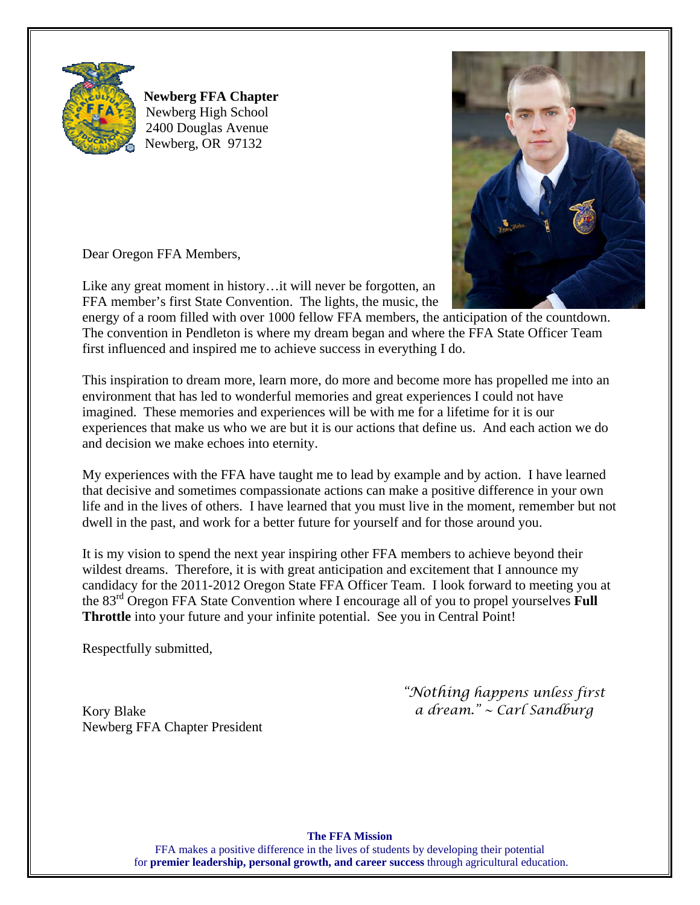**Newberg FFA Chapter**
Newberg High School
2400 Douglas Avenue
Newberg, OR 97132

Dear Oregon FFA Members,

Like any great moment in history…it will never be forgotten, an FFA member's first State Convention. The lights, the music, the energy of a room filled with over 1000 fellow FFA members, the anticipation of the countdown. The convention in Pendleton is where my dream began and where the FFA State Officer Team first influenced and inspired me to achieve success in everything I do.

This inspiration to dream more, learn more, do more and become more has propelled me into an environment that has led to wonderful memories and great experiences I could not have imagined. These memories and experiences will be with me for a lifetime for it is our experiences that make us who we are but it is our actions that define us. And each action we do and decision we make echoes into eternity.

My experiences with the FFA have taught me to lead by example and by action. I have learned that decisive and sometimes compassionate actions can make a positive difference in your own life and in the lives of others. I have learned that you must live in the moment, remember but not dwell in the past, and work for a better future for yourself and for those around you.

It is my vision to spend the next year inspiring other FFA members to achieve beyond their wildest dreams. Therefore, it is with great anticipation and excitement that I announce my candidacy for the 2011-2012 Oregon State FFA Officer Team. I look forward to meeting you at the 83rd Oregon FFA State Convention where I encourage all of you to propel yourselves **Full Throttle** into your future and your infinite potential. See you in Central Point!

Respectfully submitted,

Kory Blake
Newberg FFA Chapter President

*"Nothing happens unless first a dream." ~ Carl Sandburg*

**The FFA Mission**

FFA makes a positive difference in the lives of students by developing their potential for **premier leadership, personal growth, and career success** through agricultural education.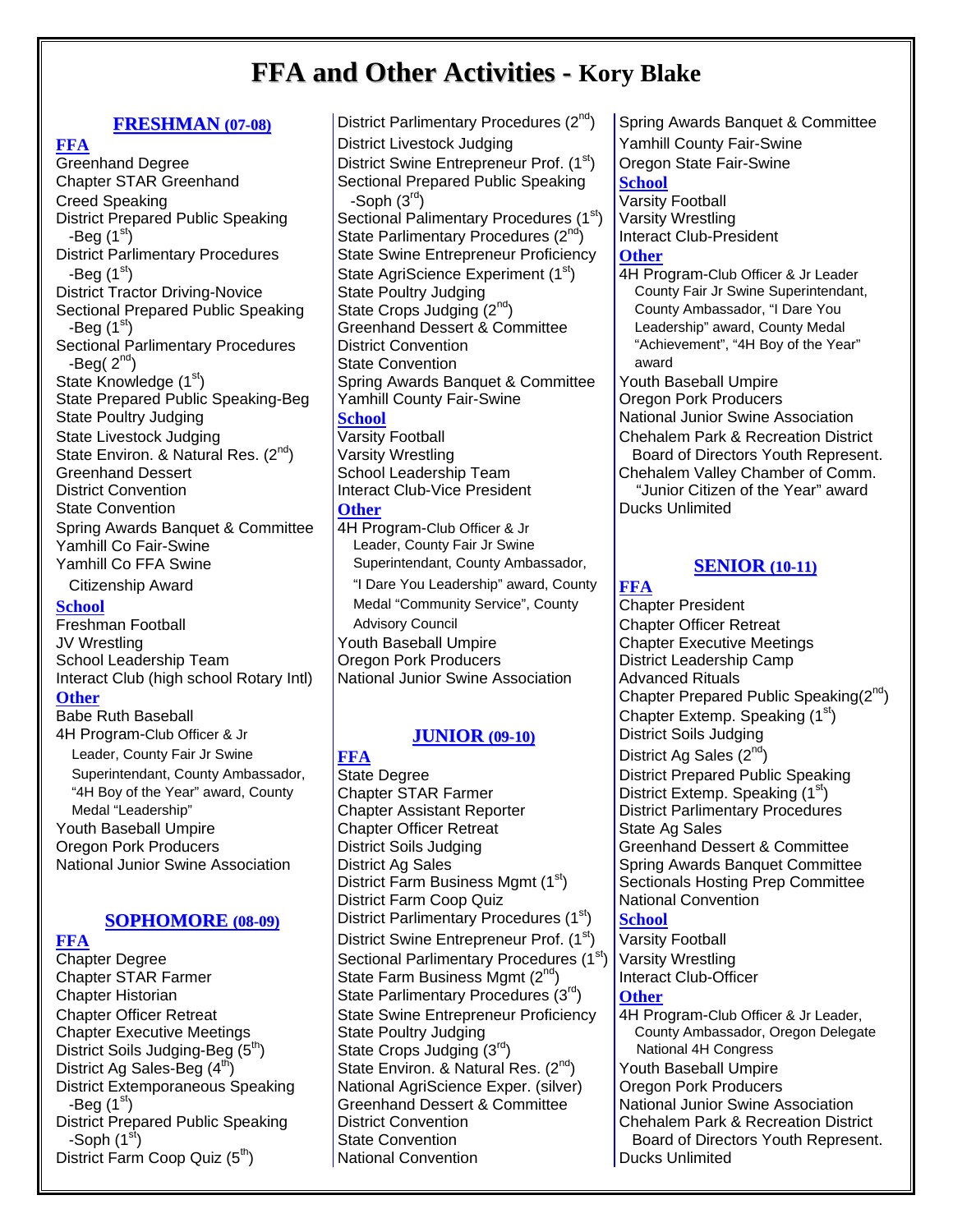# FFA and Other Activities - Kory Blake

## FRESHMAN (07-08)

### FFA

Greenhand Degree
Chapter STAR Greenhand
Creed Speaking
District Prepared Public Speaking -Beg (1st)
District Parlimentary Procedures -Beg (1st)
District Tractor Driving-Novice
Sectional Prepared Public Speaking -Beg (1st)
Sectional Parlimentary Procedures -Beg( 2nd)
State Knowledge (1st)
State Prepared Public Speaking-Beg
State Poultry Judging
State Livestock Judging
State Environ. & Natural Res. (2nd)
Greenhand Dessert
District Convention
State Convention
Spring Awards Banquet & Committee
Yamhill Co Fair-Swine
Yamhill Co FFA Swine Citizenship Award

### School

Freshman Football
JV Wrestling
School Leadership Team
Interact Club (high school Rotary Intl)

### Other

Babe Ruth Baseball
4H Program-Club Officer & Jr Leader, County Fair Jr Swine Superintendant, County Ambassador, "4H Boy of the Year" award, County Medal "Leadership"
Youth Baseball Umpire
Oregon Pork Producers
National Junior Swine Association

## SOPHOMORE (08-09)

### FFA

Chapter Degree
Chapter STAR Farmer
Chapter Historian
Chapter Officer Retreat
Chapter Executive Meetings
District Soils Judging-Beg (5th)
District Ag Sales-Beg (4th)
District Extemporaneous Speaking -Beg (1st)
District Prepared Public Speaking -Soph (1st)
District Farm Coop Quiz (5th)
District Parlimentary Procedures (2nd)
District Livestock Judging
District Swine Entrepreneur Prof. (1st)
Sectional Prepared Public Speaking -Soph (3rd)
Sectional Palimentary Procedures (1st)
State Parlimentary Procedures (2nd)
State Swine Entrepreneur Proficiency
State AgriScience Experiment (1st)
State Poultry Judging
State Crops Judging (2nd)
Greenhand Dessert & Committee
District Convention
State Convention
Spring Awards Banquet & Committee
Yamhill County Fair-Swine

### School

Varsity Football
Varsity Wrestling
School Leadership Team
Interact Club-Vice President

### Other

4H Program-Club Officer & Jr Leader, County Fair Jr Swine Superintendant, County Ambassador, "I Dare You Leadership" award, County Medal "Community Service", County Advisory Council
Youth Baseball Umpire
Oregon Pork Producers
National Junior Swine Association

## JUNIOR (09-10)

### FFA

State Degree
Chapter STAR Farmer
Chapter Assistant Reporter
Chapter Officer Retreat
District Soils Judging
District Ag Sales
District Farm Business Mgmt (1st)
District Farm Coop Quiz
District Parlimentary Procedures (1st)
District Swine Entrepreneur Prof. (1st)
Sectional Parlimentary Procedures (1st)
State Farm Business Mgmt (2nd)
State Parlimentary Procedures (3rd)
State Swine Entrepreneur Proficiency
State Poultry Judging
State Crops Judging (3rd)
State Environ. & Natural Res. (2nd)
National AgriScience Exper. (silver)
Greenhand Dessert & Committee
District Convention
State Convention
National Convention
Spring Awards Banquet & Committee
Yamhill County Fair-Swine
Oregon State Fair-Swine

### School

Varsity Football
Varsity Wrestling
Interact Club-President

### Other

4H Program-Club Officer & Jr Leader County Fair Jr Swine Superintendant, County Ambassador, "I Dare You Leadership" award, County Medal "Achievement", "4H Boy of the Year" award
Youth Baseball Umpire
Oregon Pork Producers
National Junior Swine Association
Chehalem Park & Recreation District Board of Directors Youth Represent.
Chehalem Valley Chamber of Comm. "Junior Citizen of the Year" award
Ducks Unlimited

## SENIOR (10-11)

### FFA

Chapter President
Chapter Officer Retreat
Chapter Executive Meetings
District Leadership Camp
Advanced Rituals
Chapter Prepared Public Speaking(2nd)
Chapter Extemp. Speaking (1st)
District Soils Judging
District Ag Sales (2nd)
District Prepared Public Speaking
District Extemp. Speaking (1st)
District Parlimentary Procedures
State Ag Sales
Greenhand Dessert & Committee
Spring Awards Banquet Committee
Sectionals Hosting Prep Committee
National Convention

### School

Varsity Football
Varsity Wrestling
Interact Club-Officer

### Other

4H Program-Club Officer & Jr Leader, County Ambassador, Oregon Delegate National 4H Congress
Youth Baseball Umpire
Oregon Pork Producers
National Junior Swine Association
Chehalem Park & Recreation District Board of Directors Youth Represent.
Ducks Unlimited